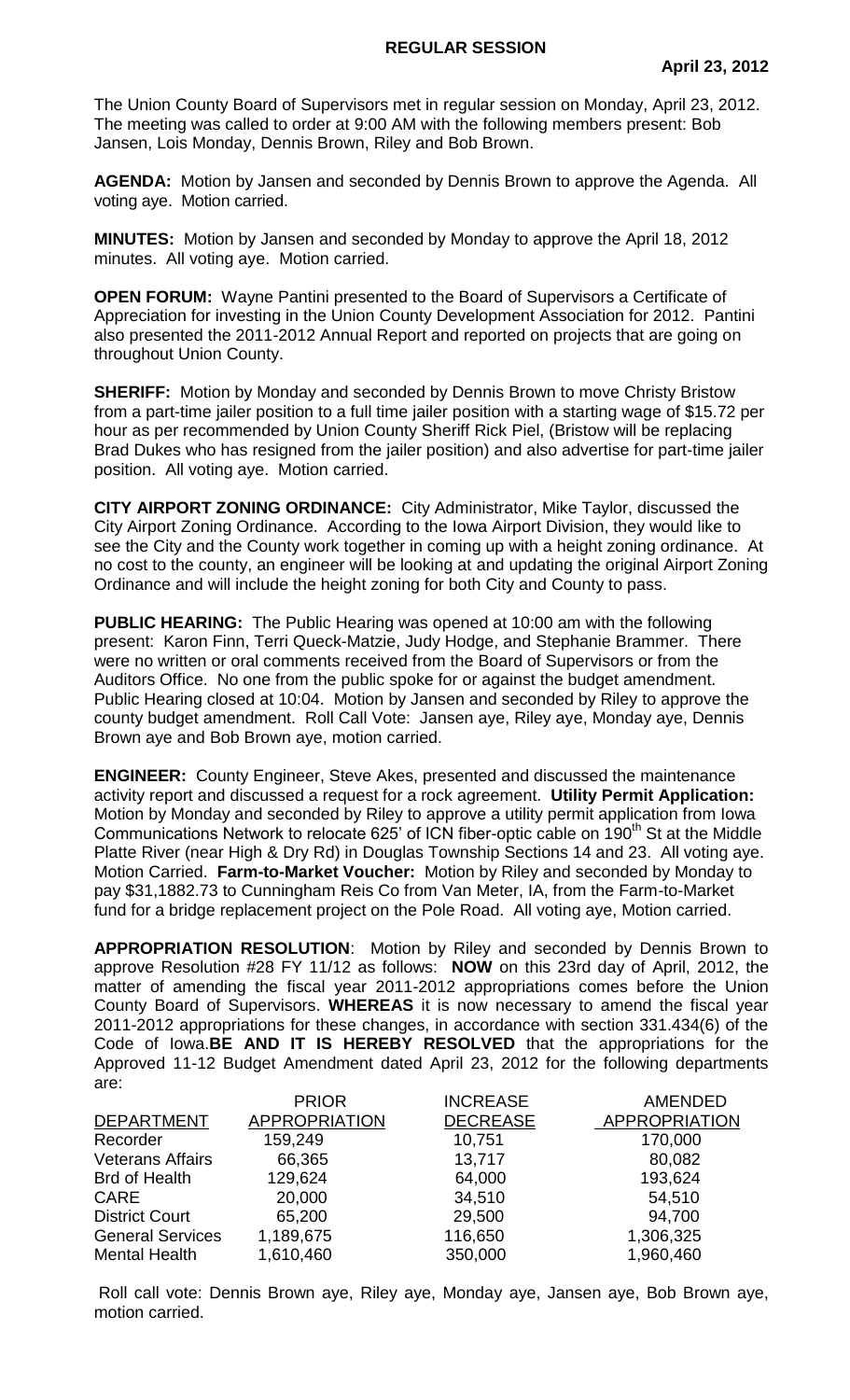# REGULAR SESSION

**April 23, 2012**

The Union County Board of Supervisors met in regular session on Monday, April 23, 2012. The meeting was called to order at 9:00 AM with the following members present: Bob Jansen, Lois Monday, Dennis Brown, Riley and Bob Brown.

**AGENDA:** Motion by Jansen and seconded by Dennis Brown to approve the Agenda. All voting aye. Motion carried.

**MINUTES:** Motion by Jansen and seconded by Monday to approve the April 18, 2012 minutes. All voting aye. Motion carried.

**OPEN FORUM:** Wayne Pantini presented to the Board of Supervisors a Certificate of Appreciation for investing in the Union County Development Association for 2012. Pantini also presented the 2011-2012 Annual Report and reported on projects that are going on throughout Union County.

**SHERIFF:** Motion by Monday and seconded by Dennis Brown to move Christy Bristow from a part-time jailer position to a full time jailer position with a starting wage of $15.72 per hour as per recommended by Union County Sheriff Rick Piel, (Bristow will be replacing Brad Dukes who has resigned from the jailer position) and also advertise for part-time jailer position. All voting aye. Motion carried.

**CITY AIRPORT ZONING ORDINANCE:** City Administrator, Mike Taylor, discussed the City Airport Zoning Ordinance. According to the Iowa Airport Division, they would like to see the City and the County work together in coming up with a height zoning ordinance. At no cost to the county, an engineer will be looking at and updating the original Airport Zoning Ordinance and will include the height zoning for both City and County to pass.

**PUBLIC HEARING:** The Public Hearing was opened at 10:00 am with the following present: Karon Finn, Terri Queck-Matzie, Judy Hodge, and Stephanie Brammer. There were no written or oral comments received from the Board of Supervisors or from the Auditors Office. No one from the public spoke for or against the budget amendment. Public Hearing closed at 10:04. Motion by Jansen and seconded by Riley to approve the county budget amendment. Roll Call Vote: Jansen aye, Riley aye, Monday aye, Dennis Brown aye and Bob Brown aye, motion carried.

**ENGINEER:** County Engineer, Steve Akes, presented and discussed the maintenance activity report and discussed a request for a rock agreement. **Utility Permit Application:** Motion by Monday and seconded by Riley to approve a utility permit application from Iowa Communications Network to relocate 625' of ICN fiber-optic cable on 190th St at the Middle Platte River (near High & Dry Rd) in Douglas Township Sections 14 and 23. All voting aye. Motion Carried. **Farm-to-Market Voucher:** Motion by Riley and seconded by Monday to pay $31,1882.73 to Cunningham Reis Co from Van Meter, IA, from the Farm-to-Market fund for a bridge replacement project on the Pole Road. All voting aye, Motion carried.

**APPROPRIATION RESOLUTION**: Motion by Riley and seconded by Dennis Brown to approve Resolution #28 FY 11/12 as follows: **NOW** on this 23rd day of April, 2012, the matter of amending the fiscal year 2011-2012 appropriations comes before the Union County Board of Supervisors. **WHEREAS** it is now necessary to amend the fiscal year 2011-2012 appropriations for these changes, in accordance with section 331.434(6) of the Code of Iowa.**BE AND IT IS HEREBY RESOLVED** that the appropriations for the Approved 11-12 Budget Amendment dated April 23, 2012 for the following departments are:

| DEPARTMENT | PRIOR APPROPRIATION | INCREASE DECREASE | AMENDED APPROPRIATION |
|---|---|---|---|
| Recorder | 159,249 | 10,751 | 170,000 |
| Veterans Affairs | 66,365 | 13,717 | 80,082 |
| Brd of Health | 129,624 | 64,000 | 193,624 |
| CARE | 20,000 | 34,510 | 54,510 |
| District Court | 65,200 | 29,500 | 94,700 |
| General Services | 1,189,675 | 116,650 | 1,306,325 |
| Mental Health | 1,610,460 | 350,000 | 1,960,460 |

Roll call vote: Dennis Brown aye, Riley aye, Monday aye, Jansen aye, Bob Brown aye, motion carried.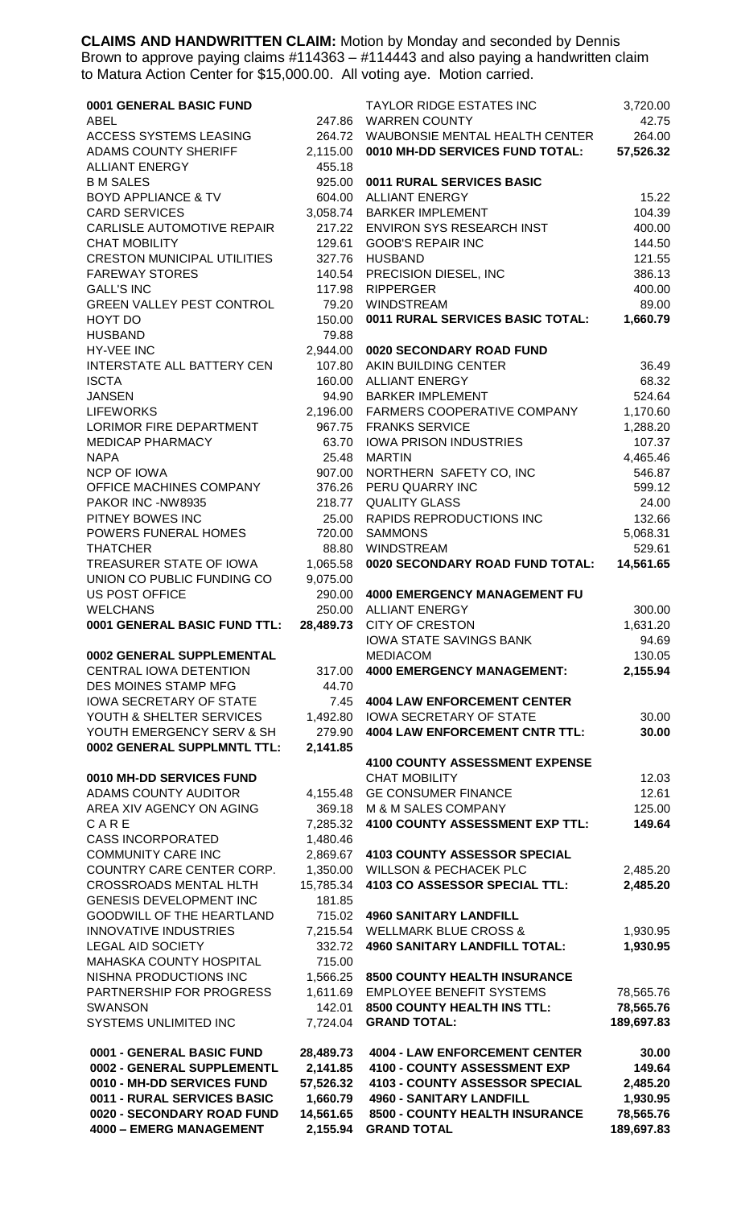**CLAIMS AND HANDWRITTEN CLAIM:** Motion by Monday and seconded by Dennis Brown to approve paying claims #114363 – #114443 and also paying a handwritten claim to Matura Action Center for $15,000.00. All voting aye. Motion carried.

| | |
|---|---|
| **0001 GENERAL BASIC FUND** | |
| ABEL | 247.86 |
| ACCESS SYSTEMS LEASING | 264.72 |
| ADAMS COUNTY SHERIFF | 2,115.00 |
| ALLIANT ENERGY | 455.18 |
| B M SALES | 925.00 |
| BOYD APPLIANCE & TV | 604.00 |
| CARD SERVICES | 3,058.74 |
| CARLISLE AUTOMOTIVE REPAIR | 217.22 |
| CHAT MOBILITY | 129.61 |
| CRESTON MUNICIPAL UTILITIES | 327.76 |
| FAREWAY STORES | 140.54 |
| GALL'S INC | 117.98 |
| GREEN VALLEY PEST CONTROL | 79.20 |
| HOYT DO | 150.00 |
| HUSBAND | 79.88 |
| HY-VEE INC | 2,944.00 |
| INTERSTATE ALL BATTERY CEN | 107.80 |
| ISCTA | 160.00 |
| JANSEN | 94.90 |
| LIFEWORKS | 2,196.00 |
| LORIMOR FIRE DEPARTMENT | 967.75 |
| MEDICAP PHARMACY | 63.70 |
| NAPA | 25.48 |
| NCP OF IOWA | 907.00 |
| OFFICE MACHINES COMPANY | 376.26 |
| PAKOR INC -NW8935 | 218.77 |
| PITNEY BOWES INC | 25.00 |
| POWERS FUNERAL HOMES | 720.00 |
| THATCHER | 88.80 |
| TREASURER STATE OF IOWA | 1,065.58 |
| UNION CO PUBLIC FUNDING CO | 9,075.00 |
| US POST OFFICE | 290.00 |
| WELCHANS | 250.00 |
| **0001 GENERAL BASIC FUND TTL:** | **28,489.73** |
| | |
| **0002 GENERAL SUPPLEMENTAL** | |
| CENTRAL IOWA DETENTION | 317.00 |
| DES MOINES STAMP MFG | 44.70 |
| IOWA SECRETARY OF STATE | 7.45 |
| YOUTH & SHELTER SERVICES | 1,492.80 |
| YOUTH EMERGENCY SERV & SH | 279.90 |
| **0002 GENERAL SUPPLMNTL TTL:** | **2,141.85** |
| | |
| **0010 MH-DD SERVICES FUND** | |
| ADAMS COUNTY AUDITOR | 4,155.48 |
| AREA XIV AGENCY ON AGING | 369.18 |
| C A R E | 7,285.32 |
| CASS INCORPORATED | 1,480.46 |
| COMMUNITY CARE INC | 2,869.67 |
| COUNTRY CARE CENTER CORP. | 1,350.00 |
| CROSSROADS MENTAL HLTH | 15,785.34 |
| GENESIS DEVELOPMENT INC | 181.85 |
| GOODWILL OF THE HEARTLAND | 715.02 |
| INNOVATIVE INDUSTRIES | 7,215.54 |
| LEGAL AID SOCIETY | 332.72 |
| MAHASKA COUNTY HOSPITAL | 715.00 |
| NISHNA PRODUCTIONS INC | 1,566.25 |
| PARTNERSHIP FOR PROGRESS | 1,611.69 |
| SWANSON | 142.01 |
| SYSTEMS UNLIMITED INC | 7,724.04 |
| TAYLOR RIDGE ESTATES INC | 3,720.00 |
| WARREN COUNTY | 42.75 |
| WAUBONSIE MENTAL HEALTH CENTER | 264.00 |
| **0010 MH-DD SERVICES FUND TOTAL:** | **57,526.32** |
| | |
| **0011 RURAL SERVICES BASIC** | |
| ALLIANT ENERGY | 15.22 |
| BARKER IMPLEMENT | 104.39 |
| ENVIRON SYS RESEARCH INST | 400.00 |
| GOOB'S REPAIR INC | 144.50 |
| HUSBAND | 121.55 |
| PRECISION DIESEL, INC | 386.13 |
| RIPPERGER | 400.00 |
| WINDSTREAM | 89.00 |
| **0011 RURAL SERVICES BASIC TOTAL:** | **1,660.79** |
| | |
| **0020 SECONDARY ROAD FUND** | |
| AKIN BUILDING CENTER | 36.49 |
| ALLIANT ENERGY | 68.32 |
| BARKER IMPLEMENT | 524.64 |
| FARMERS COOPERATIVE COMPANY | 1,170.60 |
| FRANKS SERVICE | 1,288.20 |
| IOWA PRISON INDUSTRIES | 107.37 |
| MARTIN | 4,465.46 |
| NORTHERN SAFETY CO, INC | 546.87 |
| PERU QUARRY INC | 599.12 |
| QUALITY GLASS | 24.00 |
| RAPIDS REPRODUCTIONS INC | 132.66 |
| SAMMONS | 5,068.31 |
| WINDSTREAM | 529.61 |
| **0020 SECONDARY ROAD FUND TOTAL:** | **14,561.65** |
| | |
| **4000 EMERGENCY MANAGEMENT FU** | |
| ALLIANT ENERGY | 300.00 |
| CITY OF CRESTON | 1,631.20 |
| IOWA STATE SAVINGS BANK | 94.69 |
| MEDIACOM | 130.05 |
| **4000 EMERGENCY MANAGEMENT:** | **2,155.94** |
| | |
| **4004 LAW ENFORCEMENT CENTER** | |
| IOWA SECRETARY OF STATE | 30.00 |
| **4004 LAW ENFORCEMENT CNTR TTL:** | **30.00** |
| | |
| **4100 COUNTY ASSESSMENT EXPENSE** | |
| CHAT MOBILITY | 12.03 |
| GE CONSUMER FINANCE | 12.61 |
| M & M SALES COMPANY | 125.00 |
| **4100 COUNTY ASSESSMENT EXP TTL:** | **149.64** |
| | |
| **4103 COUNTY ASSESSOR SPECIAL** | |
| WILLSON & PECHACEK PLC | 2,485.20 |
| **4103 CO ASSESSOR SPECIAL TTL:** | **2,485.20** |
| | |
| **4960 SANITARY LANDFILL** | |
| WELLMARK BLUE CROSS & | 1,930.95 |
| **4960 SANITARY LANDFILL TOTAL:** | **1,930.95** |
| | |
| **8500 COUNTY HEALTH INSURANCE** | |
| EMPLOYEE BENEFIT SYSTEMS | 78,565.76 |
| **8500 COUNTY HEALTH INS TTL:** | **78,565.76** |
| **GRAND TOTAL:** | **189,697.83** |

| | | | |
|---|---|---|---|
| **0001 - GENERAL BASIC FUND** | **28,489.73** | **4004 - LAW ENFORCEMENT CENTER** | **30.00** |
| **0002 - GENERAL SUPPLEMENTL** | **2,141.85** | **4100 - COUNTY ASSESSMENT EXP** | **149.64** |
| **0010 - MH-DD SERVICES FUND** | **57,526.32** | **4103 - COUNTY ASSESSOR SPECIAL** | **2,485.20** |
| **0011 - RURAL SERVICES BASIC** | **1,660.79** | **4960 - SANITARY LANDFILL** | **1,930.95** |
| **0020 - SECONDARY ROAD FUND** | **14,561.65** | **8500 - COUNTY HEALTH INSURANCE** | **78,565.76** |
| **4000 – EMERG MANAGEMENT** | **2,155.94** | **GRAND TOTAL** | **189,697.83** |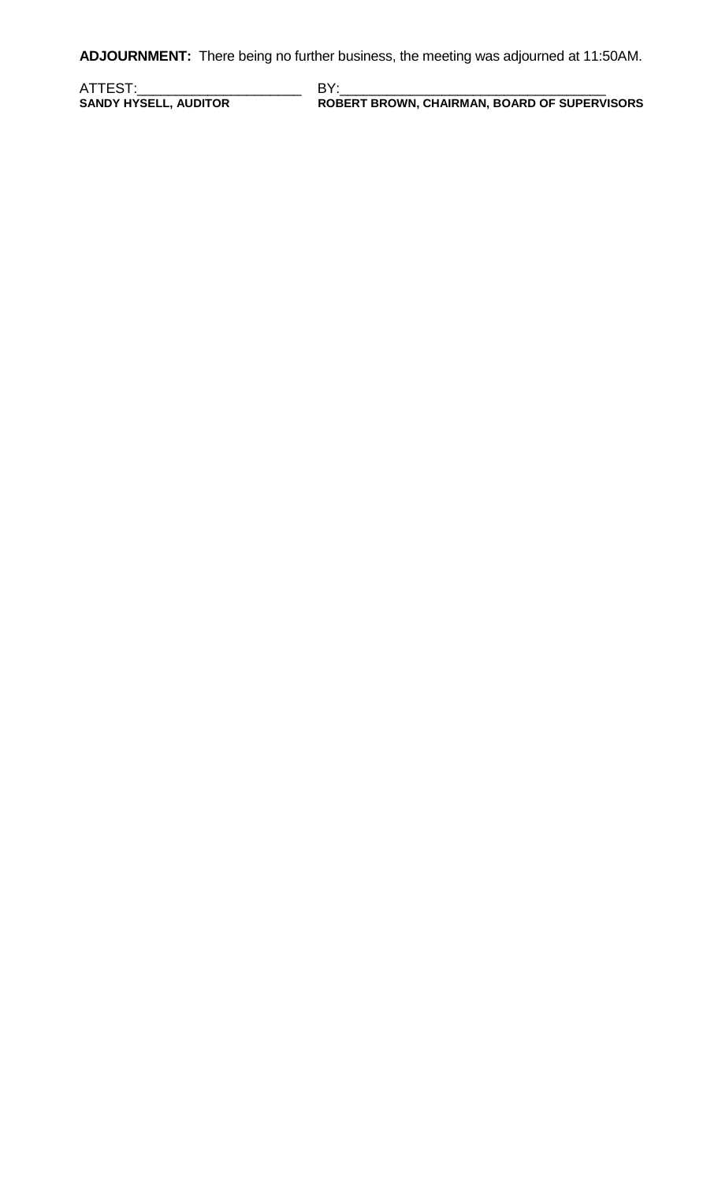**ADJOURNMENT:** There being no further business, the meeting was adjourned at 11:50AM.

ATTEST:______________________ BY:____________________________________

**SANDY HYSELL, AUDITOR** **ROBERT BROWN, CHAIRMAN, BOARD OF SUPERVISORS**